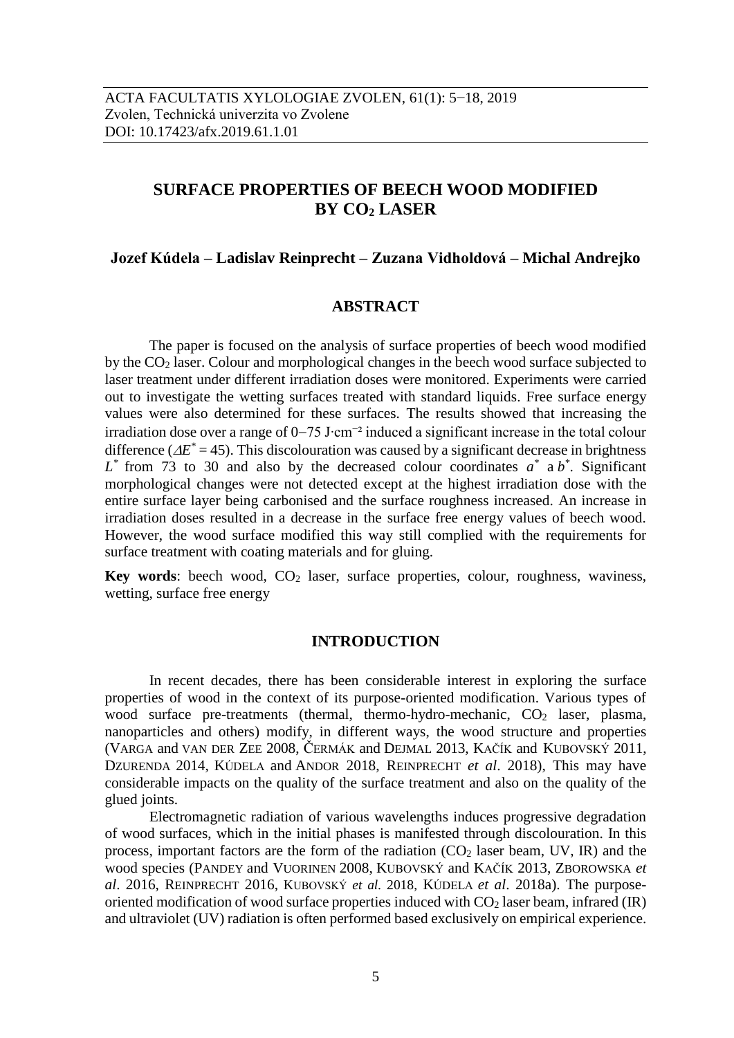ACTA FACULTATIS XYLOLOGIAE ZVOLEN, 61(1): 5−18, 2019
Zvolen, Technická univerzita vo Zvolene
DOI: 10.17423/afx.2019.61.1.01

# SURFACE PROPERTIES OF BEECH WOOD MODIFIED BY $CO_2$ LASER

**Jozef Kúdela – Ladislav Reinprecht – Zuzana Vidholdová – Michal Andrejko**

## ABSTRACT

The paper is focused on the analysis of surface properties of beech wood modified by the $CO_2$ laser. Colour and morphological changes in the beech wood surface subjected to laser treatment under different irradiation doses were monitored. Experiments were carried out to investigate the wetting surfaces treated with standard liquids. Free surface energy values were also determined for these surfaces. The results showed that increasing the irradiation dose over a range of 0–75 J·cm$^{-2}$ induced a significant increase in the total colour difference ($\Delta E^*$ = 45). This discolouration was caused by a significant decrease in brightness $L^*$ from 73 to 30 and also by the decreased colour coordinates $a^*$ a $b^*$. Significant morphological changes were not detected except at the highest irradiation dose with the entire surface layer being carbonised and the surface roughness increased. An increase in irradiation doses resulted in a decrease in the surface free energy values of beech wood. However, the wood surface modified this way still complied with the requirements for surface treatment with coating materials and for gluing.

**Key words**: beech wood, $CO_2$ laser, surface properties, colour, roughness, waviness, wetting, surface free energy

## INTRODUCTION

In recent decades, there has been considerable interest in exploring the surface properties of wood in the context of its purpose-oriented modification. Various types of wood surface pre-treatments (thermal, thermo-hydro-mechanic, $CO_2$ laser, plasma, nanoparticles and others) modify, in different ways, the wood structure and properties (Varga and van der Zee 2008, Čermák and Dejmal 2013, Kačík and Kubovský 2011, Dzurenda 2014, Kúdela and Andor 2018, Reinprecht *et al*. 2018), This may have considerable impacts on the quality of the surface treatment and also on the quality of the glued joints.

Electromagnetic radiation of various wavelengths induces progressive degradation of wood surfaces, which in the initial phases is manifested through discolouration. In this process, important factors are the form of the radiation ($CO_2$ laser beam, UV, IR) and the wood species (Pandey and Vuorinen 2008, Kubovský and Kačík 2013, Zborowska *et al*. 2016, Reinprecht 2016, Kubovský *et al.* 2018, Kúdela *et al*. 2018a). The purpose-oriented modification of wood surface properties induced with $CO_2$ laser beam, infrared (IR) and ultraviolet (UV) radiation is often performed based exclusively on empirical experience.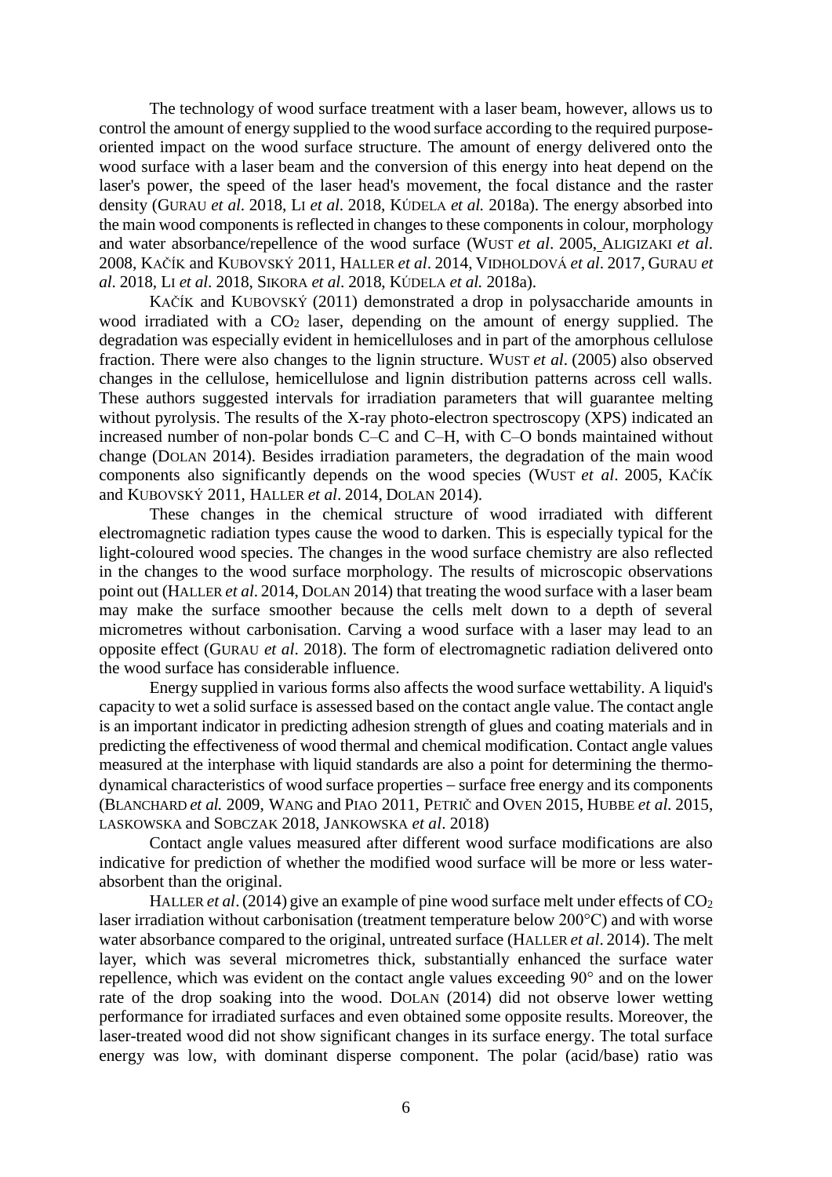The technology of wood surface treatment with a laser beam, however, allows us to control the amount of energy supplied to the wood surface according to the required purpose-oriented impact on the wood surface structure. The amount of energy delivered onto the wood surface with a laser beam and the conversion of this energy into heat depend on the laser's power, the speed of the laser head's movement, the focal distance and the raster density (GURAU *et al*. 2018, LI *et al*. 2018, KÚDELA *et al.* 2018a). The energy absorbed into the main wood components is reflected in changes to these components in colour, morphology and water absorbance/repellence of the wood surface (WUST *et al*. 2005, ALIGIZAKI *et al*. 2008, KAČÍK and KUBOVSKÝ 2011, HALLER *et al*. 2014, VIDHOLDOVÁ *et al*. 2017, GURAU *et al*. 2018, LI *et al*. 2018, SIKORA *et al*. 2018, KÚDELA *et al.* 2018a).

KAČÍK and KUBOVSKÝ (2011) demonstrated a drop in polysaccharide amounts in wood irradiated with a $CO_2$ laser, depending on the amount of energy supplied. The degradation was especially evident in hemicelluloses and in part of the amorphous cellulose fraction. There were also changes to the lignin structure. WUST *et al*. (2005) also observed changes in the cellulose, hemicellulose and lignin distribution patterns across cell walls. These authors suggested intervals for irradiation parameters that will guarantee melting without pyrolysis. The results of the X-ray photo-electron spectroscopy (XPS) indicated an increased number of non-polar bonds C–C and C–H, with C–O bonds maintained without change (DOLAN 2014). Besides irradiation parameters, the degradation of the main wood components also significantly depends on the wood species (WUST *et al*. 2005, KAČÍK and KUBOVSKÝ 2011, HALLER *et al*. 2014, DOLAN 2014).

These changes in the chemical structure of wood irradiated with different electromagnetic radiation types cause the wood to darken. This is especially typical for the light-coloured wood species. The changes in the wood surface chemistry are also reflected in the changes to the wood surface morphology. The results of microscopic observations point out (HALLER *et al*. 2014, DOLAN 2014) that treating the wood surface with a laser beam may make the surface smoother because the cells melt down to a depth of several micrometres without carbonisation. Carving a wood surface with a laser may lead to an opposite effect (GURAU *et al*. 2018). The form of electromagnetic radiation delivered onto the wood surface has considerable influence.

Energy supplied in various forms also affects the wood surface wettability. A liquid's capacity to wet a solid surface is assessed based on the contact angle value. The contact angle is an important indicator in predicting adhesion strength of glues and coating materials and in predicting the effectiveness of wood thermal and chemical modification. Contact angle values measured at the interphase with liquid standards are also a point for determining the thermo-dynamical characteristics of wood surface properties – surface free energy and its components (BLANCHARD *et al.* 2009, WANG and PIAO 2011, PETRIČ and OVEN 2015, HUBBE *et al.* 2015, LASKOWSKA and SOBCZAK 2018, JANKOWSKA *et al*. 2018)

Contact angle values measured after different wood surface modifications are also indicative for prediction of whether the modified wood surface will be more or less water-absorbent than the original.

HALLER *et al*. (2014) give an example of pine wood surface melt under effects of $CO_2$ laser irradiation without carbonisation (treatment temperature below 200°C) and with worse water absorbance compared to the original, untreated surface (HALLER *et al*. 2014). The melt layer, which was several micrometres thick, substantially enhanced the surface water repellence, which was evident on the contact angle values exceeding 90° and on the lower rate of the drop soaking into the wood. DOLAN (2014) did not observe lower wetting performance for irradiated surfaces and even obtained some opposite results. Moreover, the laser-treated wood did not show significant changes in its surface energy. The total surface energy was low, with dominant disperse component. The polar (acid/base) ratio was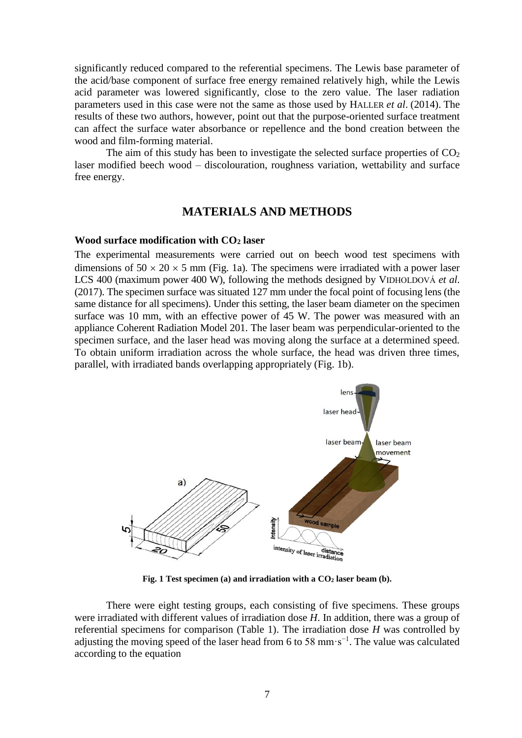significantly reduced compared to the referential specimens. The Lewis base parameter of the acid/base component of surface free energy remained relatively high, while the Lewis acid parameter was lowered significantly, close to the zero value. The laser radiation parameters used in this case were not the same as those used by HALLER *et al*. (2014). The results of these two authors, however, point out that the purpose-oriented surface treatment can affect the surface water absorbance or repellence and the bond creation between the wood and film-forming material.

The aim of this study has been to investigate the selected surface properties of $CO_2$ laser modified beech wood – discolouration, roughness variation, wettability and surface free energy.

## MATERIALS AND METHODS

### Wood surface modification with $CO_2$ laser

The experimental measurements were carried out on beech wood test specimens with dimensions of $50 \times 20 \times 5$ mm (Fig. 1a). The specimens were irradiated with a power laser LCS 400 (maximum power 400 W), following the methods designed by VIDHOLDOVÁ *et al*. (2017). The specimen surface was situated 127 mm under the focal point of focusing lens (the same distance for all specimens). Under this setting, the laser beam diameter on the specimen surface was 10 mm, with an effective power of 45 W. The power was measured with an appliance Coherent Radiation Model 201. The laser beam was perpendicular-oriented to the specimen surface, and the laser head was moving along the surface at a determined speed. To obtain uniform irradiation across the whole surface, the head was driven three times, parallel, with irradiated bands overlapping appropriately (Fig. 1b).

**Fig. 1 Test specimen (a) and irradiation with a $CO_2$ laser beam (b).**

There were eight testing groups, each consisting of five specimens. These groups were irradiated with different values of irradiation dose *H*. In addition, there was a group of referential specimens for comparison (Table 1). The irradiation dose *H* was controlled by adjusting the moving speed of the laser head from 6 to 58 $\text{mm}\cdot\text{s}^{-1}$. The value was calculated according to the equation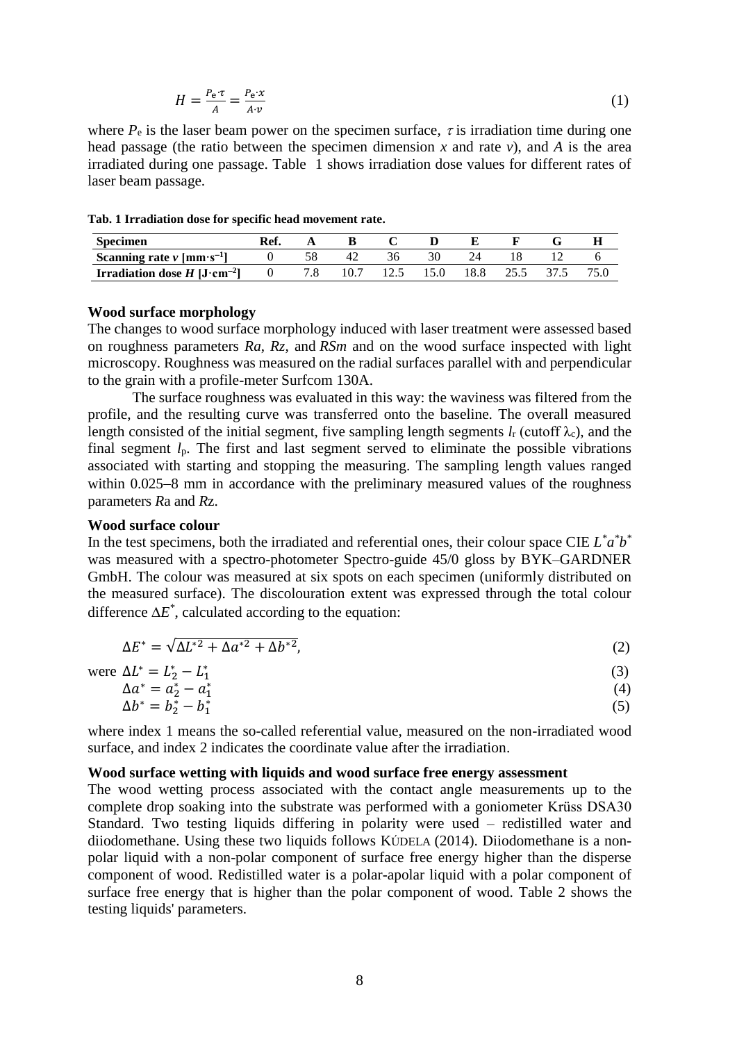$$H = \frac{P_e \cdot \tau}{A} = \frac{P_e \cdot x}{A \cdot v} \tag{1}$$

where $P_e$ is the laser beam power on the specimen surface, $\tau$ is irradiation time during one head passage (the ratio between the specimen dimension $x$ and rate $v$), and $A$ is the area irradiated during one passage. Table 1 shows irradiation dose values for different rates of laser beam passage.

**Tab. 1 Irradiation dose for specific head movement rate.**

| Specimen | Ref. | A | B | C | D | E | F | G | H |
|---|---|---|---|---|---|---|---|---|---|
| Scanning rate $v$ [mm·s$^{-1}$] | 0 | 58 | 42 | 36 | 30 | 24 | 18 | 12 | 6 |
| Irradiation dose $H$ [J·cm$^{-2}$] | 0 | 7.8 | 10.7 | 12.5 | 15.0 | 18.8 | 25.5 | 37.5 | 75.0 |

### Wood surface morphology

The changes to wood surface morphology induced with laser treatment were assessed based on roughness parameters *Ra*, *Rz*, and *RSm* and on the wood surface inspected with light microscopy. Roughness was measured on the radial surfaces parallel with and perpendicular to the grain with a profile-meter Surfcom 130A.

The surface roughness was evaluated in this way: the waviness was filtered from the profile, and the resulting curve was transferred onto the baseline. The overall measured length consisted of the initial segment, five sampling length segments $l_r$ (cutoff $\lambda_c$), and the final segment $l_p$. The first and last segment served to eliminate the possible vibrations associated with starting and stopping the measuring. The sampling length values ranged within 0.025–8 mm in accordance with the preliminary measured values of the roughness parameters *R*a and *R*z.

### Wood surface colour

In the test specimens, both the irradiated and referential ones, their colour space CIE $L^*a^*b^*$ was measured with a spectro-photometer Spectro-guide 45/0 gloss by BYK–GARDNER GmbH. The colour was measured at six spots on each specimen (uniformly distributed on the measured surface). The discolouration extent was expressed through the total colour difference $\Delta E^*$, calculated according to the equation:

$$\Delta E^* = \sqrt{\Delta L^{*2} + \Delta a^{*2} + \Delta b^{*2}}, \tag{2}$$

were
$$\Delta L^* = L_2^* - L_1^* \tag{3}$$
$$\Delta a^* = a_2^* - a_1^* \tag{4}$$
$$\Delta b^* = b_2^* - b_1^* \tag{5}$$

where index 1 means the so-called referential value, measured on the non-irradiated wood surface, and index 2 indicates the coordinate value after the irradiation.

### Wood surface wetting with liquids and wood surface free energy assessment

The wood wetting process associated with the contact angle measurements up to the complete drop soaking into the substrate was performed with a goniometer Krüss DSA30 Standard. Two testing liquids differing in polarity were used – redistilled water and diiodomethane. Using these two liquids follows KÚDELA (2014). Diiodomethane is a non-polar liquid with a non-polar component of surface free energy higher than the disperse component of wood. Redistilled water is a polar-apolar liquid with a polar component of surface free energy that is higher than the polar component of wood. Table 2 shows the testing liquids' parameters.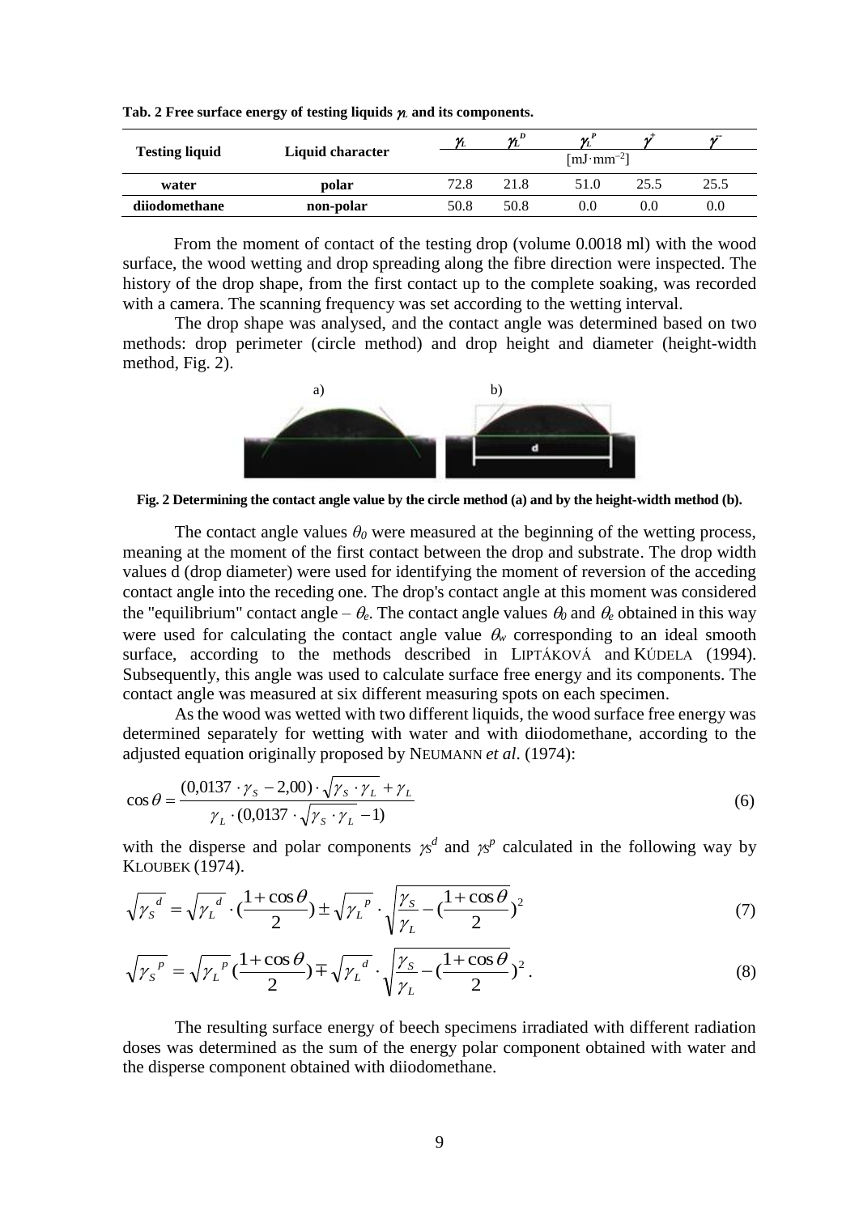**Tab. 2 Free surface energy of testing liquids $\gamma_L$ and its components.**

| Testing liquid | Liquid character | $\gamma_L$ | $\gamma_L^D$ | $\gamma_L^P$ | $\gamma^+$ | $\gamma^-$ |
|---|---|---|---|---|---|---|
| | | [mJ·mm$^{-2}$] | | | | |
| **water** | **polar** | 72.8 | 21.8 | 51.0 | 25.5 | 25.5 |
| **diiodomethane** | **non-polar** | 50.8 | 50.8 | 0.0 | 0.0 | 0.0 |

From the moment of contact of the testing drop (volume 0.0018 ml) with the wood surface, the wood wetting and drop spreading along the fibre direction were inspected. The history of the drop shape, from the first contact up to the complete soaking, was recorded with a camera. The scanning frequency was set according to the wetting interval.

The drop shape was analysed, and the contact angle was determined based on two methods: drop perimeter (circle method) and drop height and diameter (height-width method, Fig. 2).

**Fig. 2 Determining the contact angle value by the circle method (a) and by the height-width method (b).**

The contact angle values $\theta_0$ were measured at the beginning of the wetting process, meaning at the moment of the first contact between the drop and substrate. The drop width values d (drop diameter) were used for identifying the moment of reversion of the acceding contact angle into the receding one. The drop's contact angle at this moment was considered the "equilibrium" contact angle – $\theta_e$. The contact angle values $\theta_0$ and $\theta_e$ obtained in this way were used for calculating the contact angle value $\theta_w$ corresponding to an ideal smooth surface, according to the methods described in LIPTÁKOVÁ and KÚDELA (1994). Subsequently, this angle was used to calculate surface free energy and its components. The contact angle was measured at six different measuring spots on each specimen.

As the wood was wetted with two different liquids, the wood surface free energy was determined separately for wetting with water and with diiodomethane, according to the adjusted equation originally proposed by NEUMANN *et al*. (1974):

$$\cos\theta = \frac{(0{,}0137 \cdot \gamma_S - 2{,}00) \cdot \sqrt{\gamma_S \cdot \gamma_L} + \gamma_L}{\gamma_L \cdot (0{,}0137 \cdot \sqrt{\gamma_S \cdot \gamma_L} - 1)} \tag{6}$$

with the disperse and polar components $\gamma_S^d$ and $\gamma_S^p$ calculated in the following way by KLOUBEK (1974).

$$\sqrt{\gamma_S{}^d} = \sqrt{\gamma_L{}^d} \cdot \left(\frac{1+\cos\theta}{2}\right) \pm \sqrt{\gamma_L{}^p} \cdot \sqrt{\frac{\gamma_S}{\gamma_L} - \left(\frac{1+\cos\theta}{2}\right)^2} \tag{7}$$

$$\sqrt{\gamma_S{}^p} = \sqrt{\gamma_L{}^p} \left(\frac{1+\cos\theta}{2}\right) \mp \sqrt{\gamma_L{}^d} \cdot \sqrt{\frac{\gamma_S}{\gamma_L} - \left(\frac{1+\cos\theta}{2}\right)^2}\,. \tag{8}$$

The resulting surface energy of beech specimens irradiated with different radiation doses was determined as the sum of the energy polar component obtained with water and the disperse component obtained with diiodomethane.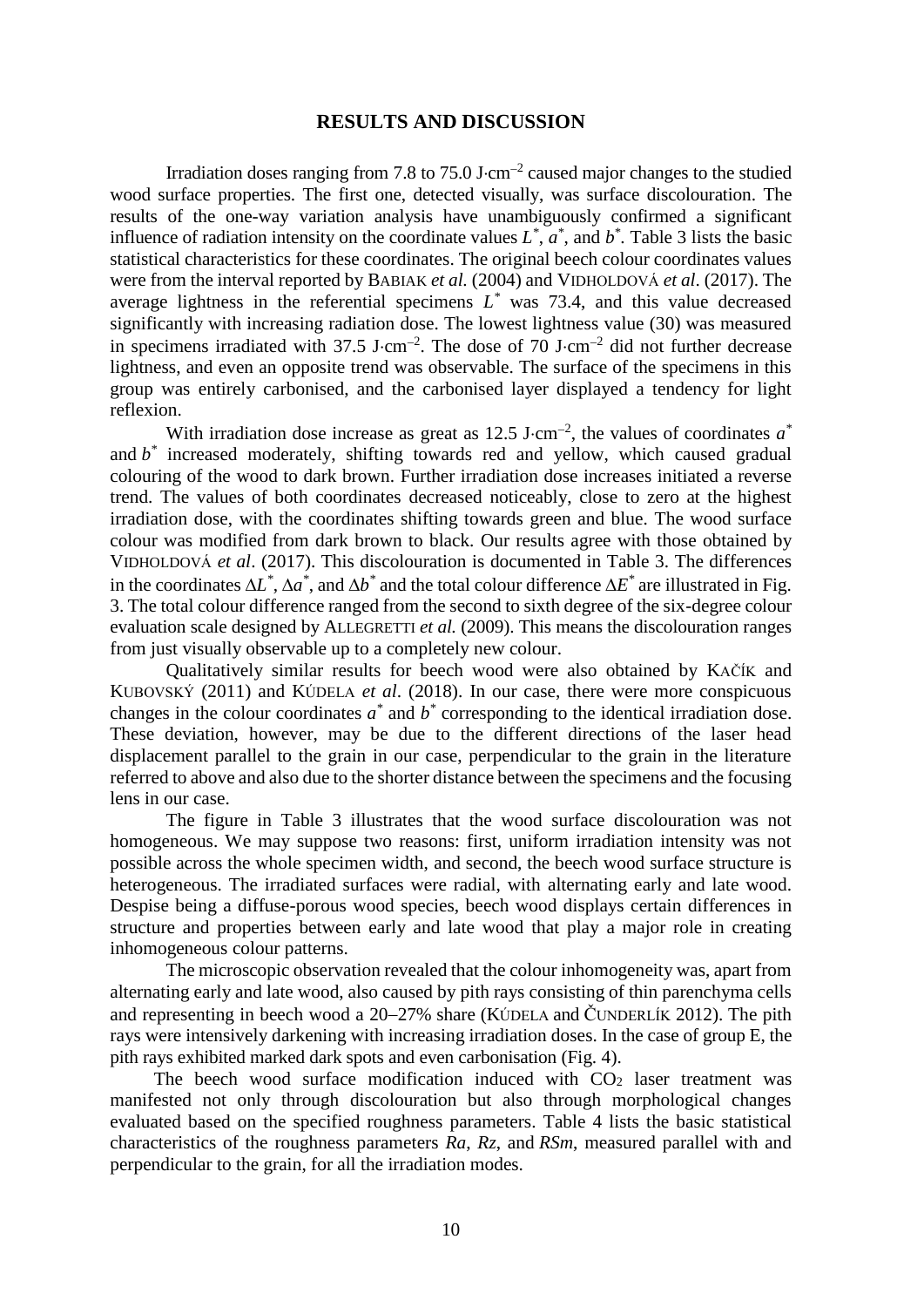## RESULTS AND DISCUSSION

Irradiation doses ranging from 7.8 to 75.0 J·cm$^{-2}$ caused major changes to the studied wood surface properties. The first one, detected visually, was surface discolouration. The results of the one-way variation analysis have unambiguously confirmed a significant influence of radiation intensity on the coordinate values $L^*$, $a^*$, and $b^*$. Table 3 lists the basic statistical characteristics for these coordinates. The original beech colour coordinates values were from the interval reported by BABIAK *et al.* (2004) and VIDHOLDOVÁ *et al*. (2017). The average lightness in the referential specimens $L^*$ was 73.4, and this value decreased significantly with increasing radiation dose. The lowest lightness value (30) was measured in specimens irradiated with 37.5 J·cm$^{-2}$. The dose of 70 J·cm$^{-2}$ did not further decrease lightness, and even an opposite trend was observable. The surface of the specimens in this group was entirely carbonised, and the carbonised layer displayed a tendency for light reflexion.

With irradiation dose increase as great as 12.5 J·cm$^{-2}$, the values of coordinates $a^*$ and $b^*$ increased moderately, shifting towards red and yellow, which caused gradual colouring of the wood to dark brown. Further irradiation dose increases initiated a reverse trend. The values of both coordinates decreased noticeably, close to zero at the highest irradiation dose, with the coordinates shifting towards green and blue. The wood surface colour was modified from dark brown to black. Our results agree with those obtained by VIDHOLDOVÁ *et al*. (2017). This discolouration is documented in Table 3. The differences in the coordinates $\Delta L^*$, $\Delta a^*$, and $\Delta b^*$ and the total colour difference $\Delta E^*$ are illustrated in Fig. 3. The total colour difference ranged from the second to sixth degree of the six-degree colour evaluation scale designed by ALLEGRETTI *et al.* (2009). This means the discolouration ranges from just visually observable up to a completely new colour.

Qualitatively similar results for beech wood were also obtained by KAČÍK and KUBOVSKÝ (2011) and KÚDELA *et al*. (2018). In our case, there were more conspicuous changes in the colour coordinates $a^*$ and $b^*$ corresponding to the identical irradiation dose. These deviation, however, may be due to the different directions of the laser head displacement parallel to the grain in our case, perpendicular to the grain in the literature referred to above and also due to the shorter distance between the specimens and the focusing lens in our case.

The figure in Table 3 illustrates that the wood surface discolouration was not homogeneous. We may suppose two reasons: first, uniform irradiation intensity was not possible across the whole specimen width, and second, the beech wood surface structure is heterogeneous. The irradiated surfaces were radial, with alternating early and late wood. Despise being a diffuse-porous wood species, beech wood displays certain differences in structure and properties between early and late wood that play a major role in creating inhomogeneous colour patterns.

The microscopic observation revealed that the colour inhomogeneity was, apart from alternating early and late wood, also caused by pith rays consisting of thin parenchyma cells and representing in beech wood a 20–27% share (KÚDELA and ČUNDERLÍK 2012). The pith rays were intensively darkening with increasing irradiation doses. In the case of group E, the pith rays exhibited marked dark spots and even carbonisation (Fig. 4).

The beech wood surface modification induced with $CO_2$ laser treatment was manifested not only through discolouration but also through morphological changes evaluated based on the specified roughness parameters. Table 4 lists the basic statistical characteristics of the roughness parameters *Ra*, *Rz*, and *RSm*, measured parallel with and perpendicular to the grain, for all the irradiation modes.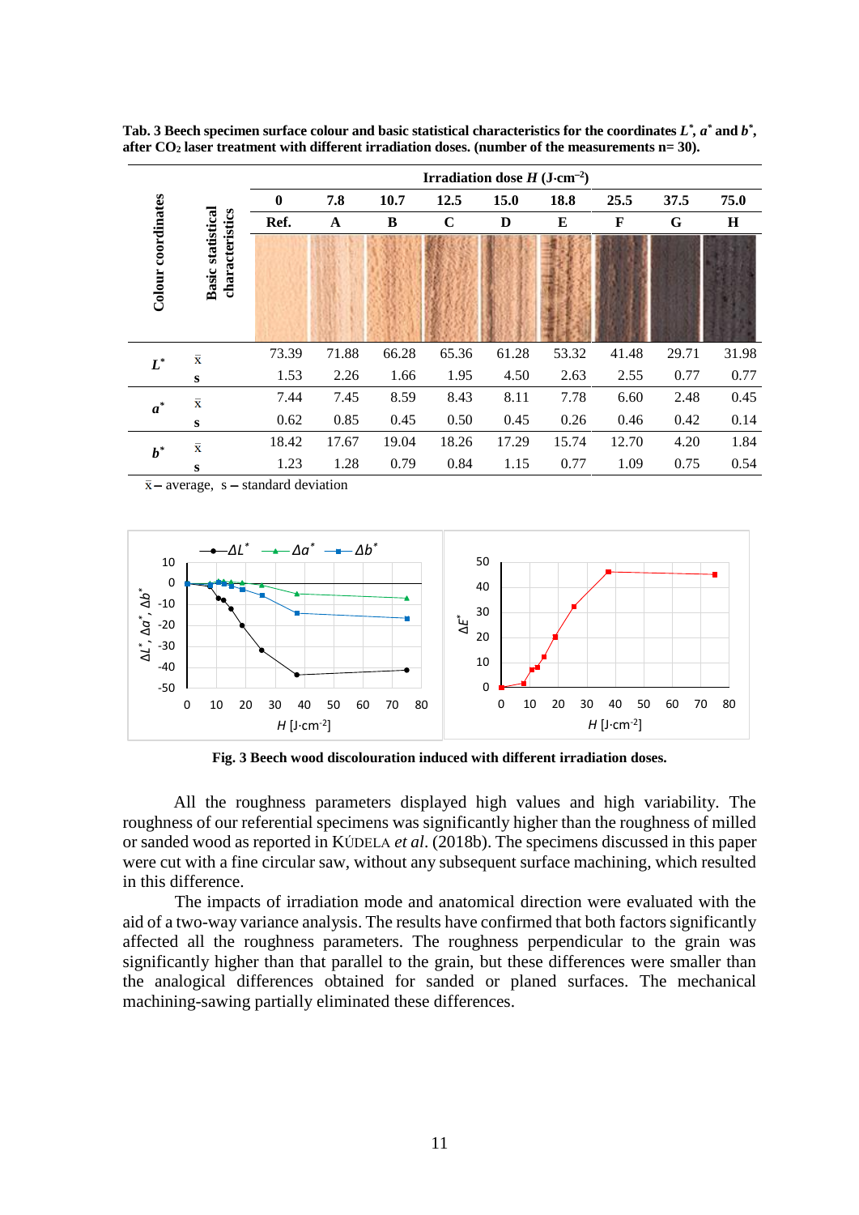**Tab. 3 Beech specimen surface colour and basic statistical characteristics for the coordinates $L^*$, $a^*$ and $b^*$, after $CO_2$ laser treatment with different irradiation doses. (number of the measurements n= 30).**

| Colour coordinates | Basic statistical characteristics | Irradiation dose $H$ (J·cm$^{-2}$) | | | | | | | | |
|---|---|---|---|---|---|---|---|---|---|---|
| | | 0 | 7.8 | 10.7 | 12.5 | 15.0 | 18.8 | 25.5 | 37.5 | 75.0 |
| | | Ref. | A | B | C | D | E | F | G | H |
| $L^*$ | $\bar{x}$ | 73.39 | 71.88 | 66.28 | 65.36 | 61.28 | 53.32 | 41.48 | 29.71 | 31.98 |
| | s | 1.53 | 2.26 | 1.66 | 1.95 | 4.50 | 2.63 | 2.55 | 0.77 | 0.77 |
| $a^*$ | $\bar{x}$ | 7.44 | 7.45 | 8.59 | 8.43 | 8.11 | 7.78 | 6.60 | 2.48 | 0.45 |
| | s | 0.62 | 0.85 | 0.45 | 0.50 | 0.45 | 0.26 | 0.46 | 0.42 | 0.14 |
| $b^*$ | $\bar{x}$ | 18.42 | 17.67 | 19.04 | 18.26 | 17.29 | 15.74 | 12.70 | 4.20 | 1.84 |
| | s | 1.23 | 1.28 | 0.79 | 0.84 | 1.15 | 0.77 | 1.09 | 0.75 | 0.54 |

$\bar{x}$ – average, s – standard deviation

**Fig. 3 Beech wood discolouration induced with different irradiation doses.**

All the roughness parameters displayed high values and high variability. The roughness of our referential specimens was significantly higher than the roughness of milled or sanded wood as reported in KÚDELA *et al*. (2018b). The specimens discussed in this paper were cut with a fine circular saw, without any subsequent surface machining, which resulted in this difference.

The impacts of irradiation mode and anatomical direction were evaluated with the aid of a two-way variance analysis. The results have confirmed that both factors significantly affected all the roughness parameters. The roughness perpendicular to the grain was significantly higher than that parallel to the grain, but these differences were smaller than the analogical differences obtained for sanded or planed surfaces. The mechanical machining-sawing partially eliminated these differences.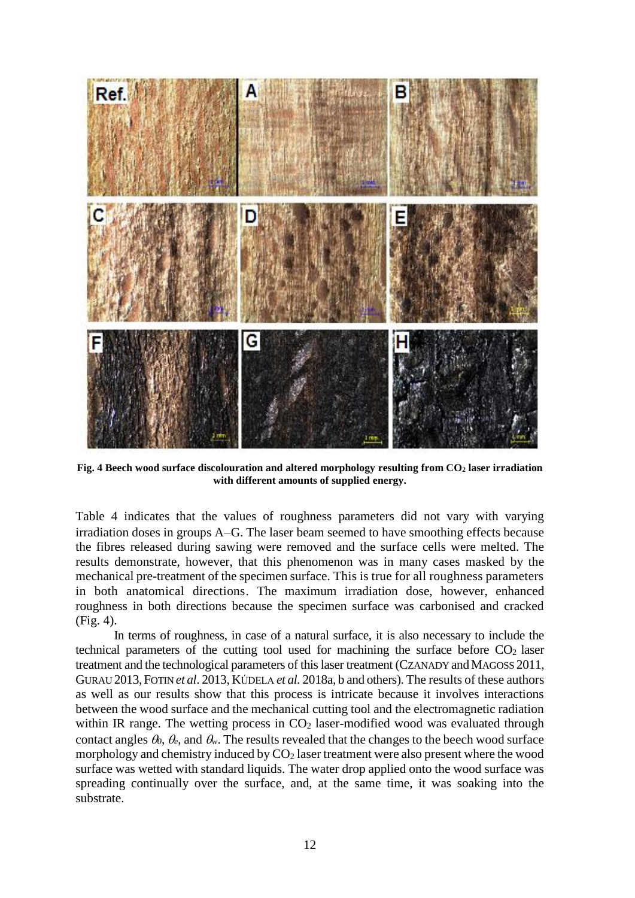**Fig. 4 Beech wood surface discolouration and altered morphology resulting from $CO_2$ laser irradiation with different amounts of supplied energy.**

Table 4 indicates that the values of roughness parameters did not vary with varying irradiation doses in groups A–G. The laser beam seemed to have smoothing effects because the fibres released during sawing were removed and the surface cells were melted. The results demonstrate, however, that this phenomenon was in many cases masked by the mechanical pre-treatment of the specimen surface. This is true for all roughness parameters in both anatomical directions. The maximum irradiation dose, however, enhanced roughness in both directions because the specimen surface was carbonised and cracked (Fig. 4).

In terms of roughness, in case of a natural surface, it is also necessary to include the technical parameters of the cutting tool used for machining the surface before $CO_2$ laser treatment and the technological parameters of this laser treatment (CZANADY and MAGOSS 2011, GURAU 2013, FOTIN *et al.* 2013, KÚDELA *et al.* 2018a, b and others). The results of these authors as well as our results show that this process is intricate because it involves interactions between the wood surface and the mechanical cutting tool and the electromagnetic radiation within IR range. The wetting process in $CO_2$ laser-modified wood was evaluated through contact angles $\theta_0$, $\theta_e$, and $\theta_w$. The results revealed that the changes to the beech wood surface morphology and chemistry induced by $CO_2$ laser treatment were also present where the wood surface was wetted with standard liquids. The water drop applied onto the wood surface was spreading continually over the surface, and, at the same time, it was soaking into the substrate.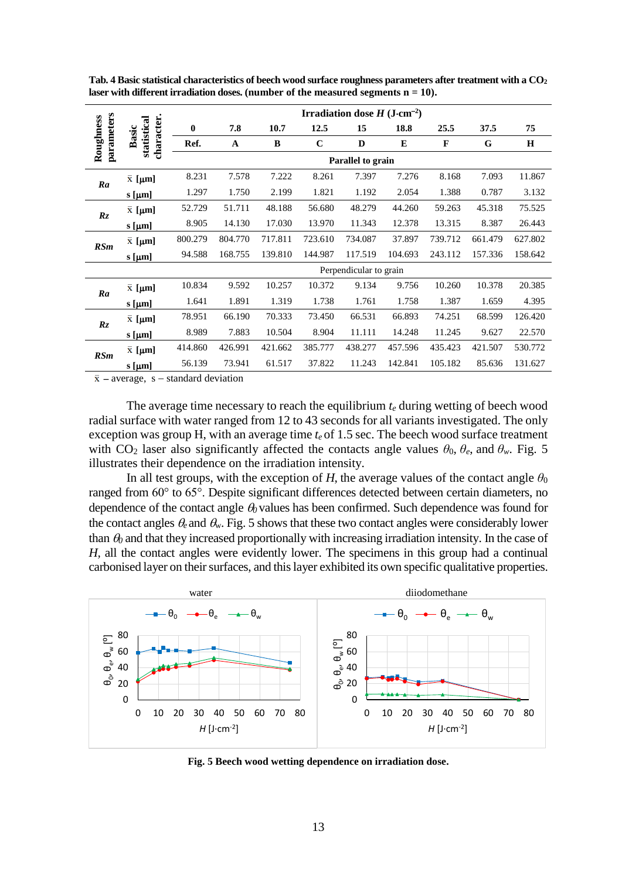**Tab. 4 Basic statistical characteristics of beech wood surface roughness parameters after treatment with a $CO_2$ laser with different irradiation doses. (number of the measured segments n = 10).**

| Roughness parameters | Basic statistical character. | Irradiation dose $H$ (J·cm$^{-2}$) | | | | | | | | |
|---|---|---|---|---|---|---|---|---|---|---|
| | | 0 | 7.8 | 10.7 | 12.5 | 15 | 18.8 | 25.5 | 37.5 | 75 |
| | | Ref. | A | B | C | D | E | F | G | H |
| | | Parallel to grain | | | | | | | | |
| *Ra* | x̄ [µm] | 8.231 | 7.578 | 7.222 | 8.261 | 7.397 | 7.276 | 8.168 | 7.093 | 11.867 |
| | s [µm] | 1.297 | 1.750 | 2.199 | 1.821 | 1.192 | 2.054 | 1.388 | 0.787 | 3.132 |
| *Rz* | x̄ [µm] | 52.729 | 51.711 | 48.188 | 56.680 | 48.279 | 44.260 | 59.263 | 45.318 | 75.525 |
| | s [µm] | 8.905 | 14.130 | 17.030 | 13.970 | 11.343 | 12.378 | 13.315 | 8.387 | 26.443 |
| *RSm* | x̄ [µm] | 800.279 | 804.770 | 717.811 | 723.610 | 734.087 | 37.897 | 739.712 | 661.479 | 627.802 |
| | s [µm] | 94.588 | 168.755 | 139.810 | 144.987 | 117.519 | 104.693 | 243.112 | 157.336 | 158.642 |
| | | Perpendicular to grain | | | | | | | | |
| *Ra* | x̄ [µm] | 10.834 | 9.592 | 10.257 | 10.372 | 9.134 | 9.756 | 10.260 | 10.378 | 20.385 |
| | s [µm] | 1.641 | 1.891 | 1.319 | 1.738 | 1.761 | 1.758 | 1.387 | 1.659 | 4.395 |
| *Rz* | x̄ [µm] | 78.951 | 66.190 | 70.333 | 73.450 | 66.531 | 66.893 | 74.251 | 68.599 | 126.420 |
| | s [µm] | 8.989 | 7.883 | 10.504 | 8.904 | 11.111 | 14.248 | 11.245 | 9.627 | 22.570 |
| *RSm* | x̄ [µm] | 414.860 | 426.991 | 421.662 | 385.777 | 438.277 | 457.596 | 435.423 | 421.507 | 530.772 |
| | s [µm] | 56.139 | 73.941 | 61.517 | 37.822 | 11.243 | 142.841 | 105.182 | 85.636 | 131.627 |

x̄ – average, s – standard deviation

The average time necessary to reach the equilibrium $t_e$ during wetting of beech wood radial surface with water ranged from 12 to 43 seconds for all variants investigated. The only exception was group H, with an average time $t_e$ of 1.5 sec. The beech wood surface treatment with $CO_2$ laser also significantly affected the contacts angle values $\theta_0$, $\theta_e$, and $\theta_w$. Fig. 5 illustrates their dependence on the irradiation intensity.

In all test groups, with the exception of *H*, the average values of the contact angle $\theta_0$ ranged from 60° to 65°. Despite significant differences detected between certain diameters, no dependence of the contact angle $\theta_0$ values has been confirmed. Such dependence was found for the contact angles $\theta_e$ and $\theta_w$. Fig. 5 shows that these two contact angles were considerably lower than $\theta_0$ and that they increased proportionally with increasing irradiation intensity. In the case of *H*, all the contact angles were evidently lower. The specimens in this group had a continual carbonised layer on their surfaces, and this layer exhibited its own specific qualitative properties.

**Fig. 5 Beech wood wetting dependence on irradiation dose.**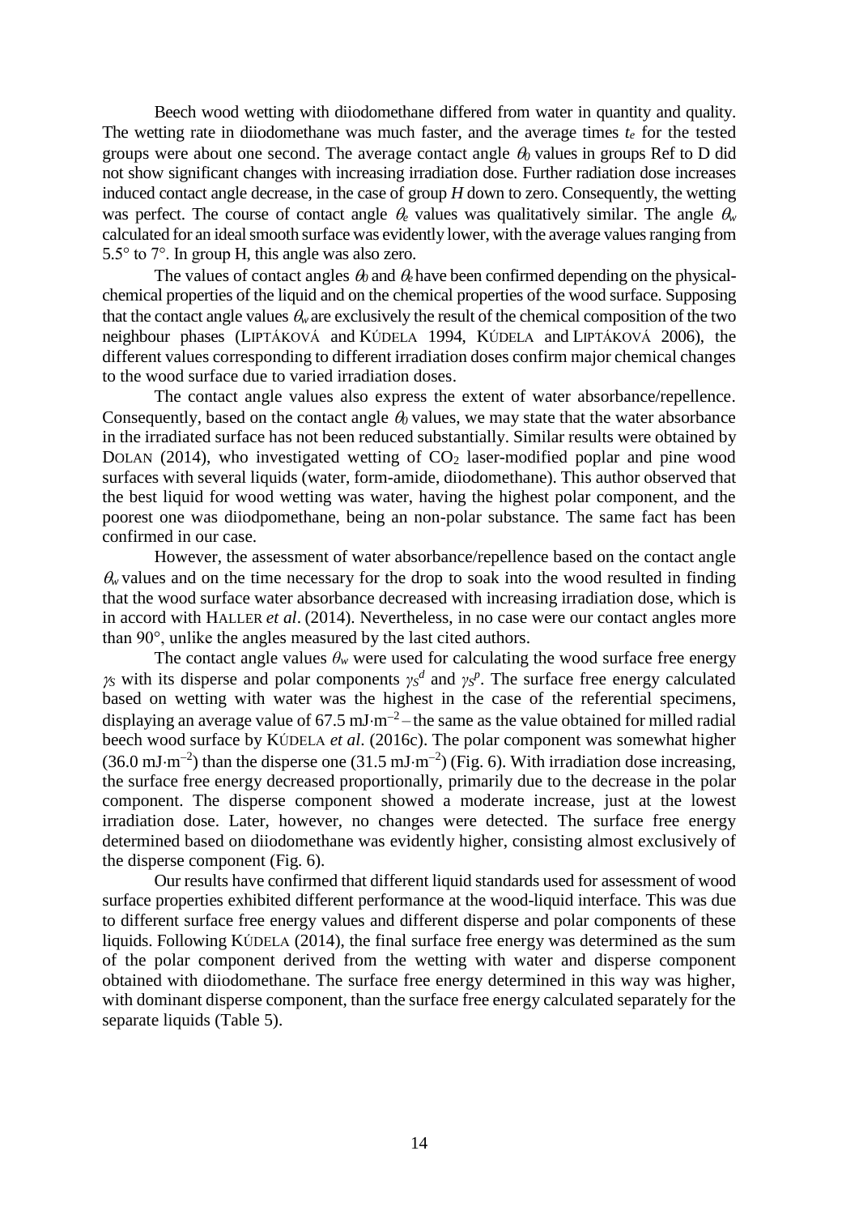Beech wood wetting with diiodomethane differed from water in quantity and quality. The wetting rate in diiodomethane was much faster, and the average times $t_e$ for the tested groups were about one second. The average contact angle $\theta_0$ values in groups Ref to D did not show significant changes with increasing irradiation dose. Further radiation dose increases induced contact angle decrease, in the case of group *H* down to zero. Consequently, the wetting was perfect. The course of contact angle $\theta_e$ values was qualitatively similar. The angle $\theta_w$ calculated for an ideal smooth surface was evidently lower, with the average values ranging from 5.5° to 7°. In group H, this angle was also zero.

The values of contact angles $\theta_0$ and $\theta_e$ have been confirmed depending on the physical-chemical properties of the liquid and on the chemical properties of the wood surface. Supposing that the contact angle values $\theta_w$ are exclusively the result of the chemical composition of the two neighbour phases (LIPTÁKOVÁ and KÚDELA 1994, KÚDELA and LIPTÁKOVÁ 2006), the different values corresponding to different irradiation doses confirm major chemical changes to the wood surface due to varied irradiation doses.

The contact angle values also express the extent of water absorbance/repellence. Consequently, based on the contact angle $\theta_0$ values, we may state that the water absorbance in the irradiated surface has not been reduced substantially. Similar results were obtained by DOLAN (2014), who investigated wetting of $CO_2$ laser-modified poplar and pine wood surfaces with several liquids (water, form-amide, diiodomethane). This author observed that the best liquid for wood wetting was water, having the highest polar component, and the poorest one was diiodpomethane, being an non-polar substance. The same fact has been confirmed in our case.

However, the assessment of water absorbance/repellence based on the contact angle $\theta_w$ values and on the time necessary for the drop to soak into the wood resulted in finding that the wood surface water absorbance decreased with increasing irradiation dose, which is in accord with HALLER *et al*. (2014). Nevertheless, in no case were our contact angles more than 90°, unlike the angles measured by the last cited authors.

The contact angle values $\theta_w$ were used for calculating the wood surface free energy $\gamma_S$ with its disperse and polar components $\gamma_S^d$ and $\gamma_S^p$. The surface free energy calculated based on wetting with water was the highest in the case of the referential specimens, displaying an average value of 67.5 $mJ{\cdot}m^{-2}$ – the same as the value obtained for milled radial beech wood surface by KÚDELA *et al*. (2016c). The polar component was somewhat higher (36.0 $mJ{\cdot}m^{-2}$) than the disperse one (31.5 $mJ{\cdot}m^{-2}$) (Fig. 6). With irradiation dose increasing, the surface free energy decreased proportionally, primarily due to the decrease in the polar component. The disperse component showed a moderate increase, just at the lowest irradiation dose. Later, however, no changes were detected. The surface free energy determined based on diiodomethane was evidently higher, consisting almost exclusively of the disperse component (Fig. 6).

Our results have confirmed that different liquid standards used for assessment of wood surface properties exhibited different performance at the wood-liquid interface. This was due to different surface free energy values and different disperse and polar components of these liquids. Following KÚDELA (2014), the final surface free energy was determined as the sum of the polar component derived from the wetting with water and disperse component obtained with diiodomethane. The surface free energy determined in this way was higher, with dominant disperse component, than the surface free energy calculated separately for the separate liquids (Table 5).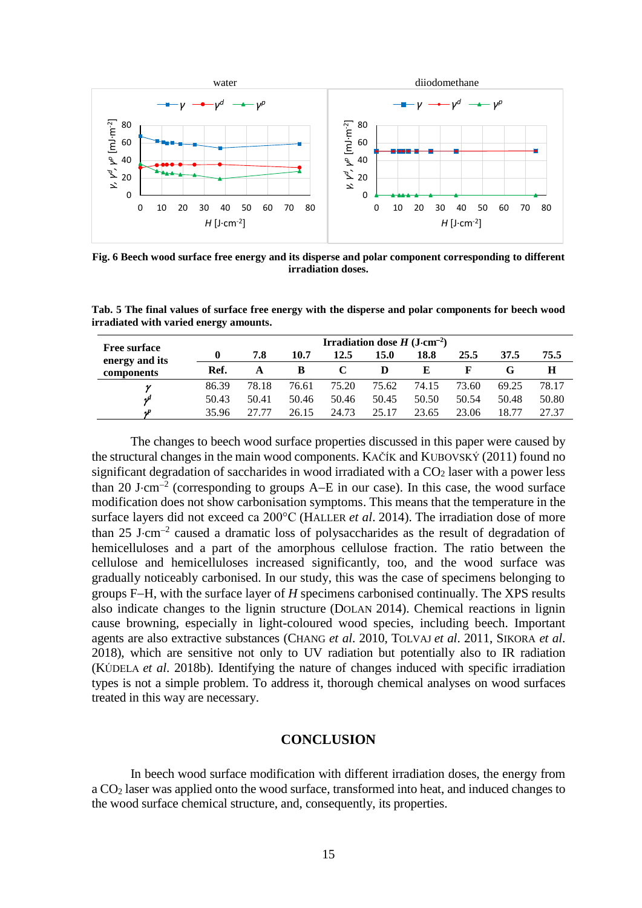Fig. 6 Beech wood surface free energy and its disperse and polar component corresponding to different irradiation doses.

**Tab. 5 The final values of surface free energy with the disperse and polar components for beech wood irradiated with varied energy amounts.**

| Free surface energy and its components | Irradiation dose $H$ ($J \cdot cm^{-2}$) | | | | | | | | |
|---|---|---|---|---|---|---|---|---|---|
| | 0 | 7.8 | 10.7 | 12.5 | 15.0 | 18.8 | 25.5 | 37.5 | 75.5 |
| | Ref. | A | B | C | D | E | F | G | H |
| $\gamma$ | 86.39 | 78.18 | 76.61 | 75.20 | 75.62 | 74.15 | 73.60 | 69.25 | 78.17 |
| $\gamma^d$ | 50.43 | 50.41 | 50.46 | 50.46 | 50.45 | 50.50 | 50.54 | 50.48 | 50.80 |
| $\gamma^p$ | 35.96 | 27.77 | 26.15 | 24.73 | 25.17 | 23.65 | 23.06 | 18.77 | 27.37 |

The changes to beech wood surface properties discussed in this paper were caused by the structural changes in the main wood components. KAČÍK and KUBOVSKÝ (2011) found no significant degradation of saccharides in wood irradiated with a $CO_2$ laser with a power less than 20 $J \cdot cm^{-2}$ (corresponding to groups A–E in our case). In this case, the wood surface modification does not show carbonisation symptoms. This means that the temperature in the surface layers did not exceed ca 200°C (HALLER *et al*. 2014). The irradiation dose of more than 25 $J \cdot cm^{-2}$ caused a dramatic loss of polysaccharides as the result of degradation of hemicelluloses and a part of the amorphous cellulose fraction. The ratio between the cellulose and hemicelluloses increased significantly, too, and the wood surface was gradually noticeably carbonised. In our study, this was the case of specimens belonging to groups F–H, with the surface layer of *H* specimens carbonised continually. The XPS results also indicate changes to the lignin structure (DOLAN 2014). Chemical reactions in lignin cause browning, especially in light-coloured wood species, including beech. Important agents are also extractive substances (CHANG *et al*. 2010, TOLVAJ *et al*. 2011, SIKORA *et al*. 2018), which are sensitive not only to UV radiation but potentially also to IR radiation (KÚDELA *et al*. 2018b). Identifying the nature of changes induced with specific irradiation types is not a simple problem. To address it, thorough chemical analyses on wood surfaces treated in this way are necessary.

## CONCLUSION

In beech wood surface modification with different irradiation doses, the energy from a $CO_2$ laser was applied onto the wood surface, transformed into heat, and induced changes to the wood surface chemical structure, and, consequently, its properties.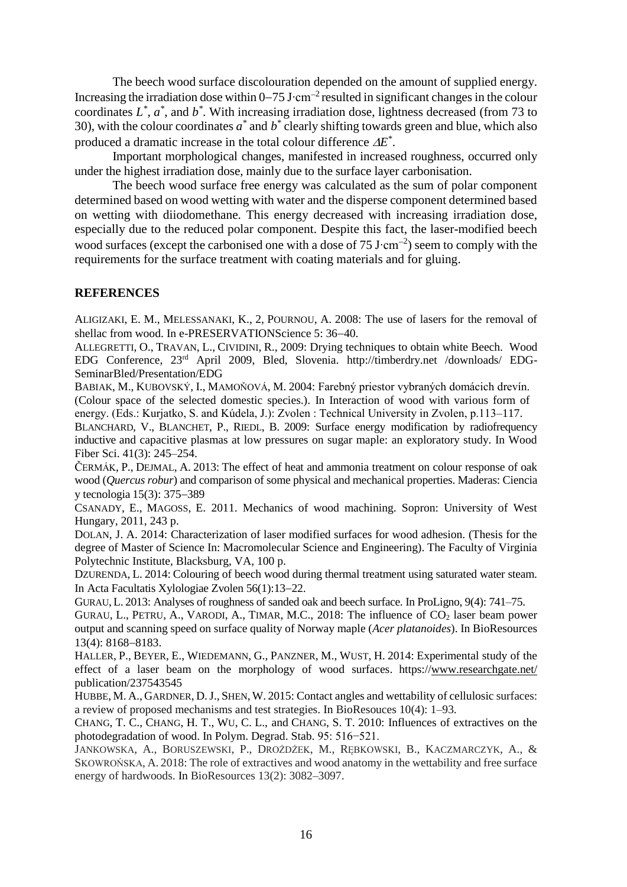The beech wood surface discolouration depended on the amount of supplied energy. Increasing the irradiation dose within 0−75 J·cm$^{-2}$ resulted in significant changes in the colour coordinates $L^*$, $a^*$, and $b^*$. With increasing irradiation dose, lightness decreased (from 73 to 30), with the colour coordinates $a^*$ and $b^*$ clearly shifting towards green and blue, which also produced a dramatic increase in the total colour difference $\Delta E^*$.

Important morphological changes, manifested in increased roughness, occurred only under the highest irradiation dose, mainly due to the surface layer carbonisation.

The beech wood surface free energy was calculated as the sum of polar component determined based on wood wetting with water and the disperse component determined based on wetting with diiodomethane. This energy decreased with increasing irradiation dose, especially due to the reduced polar component. Despite this fact, the laser-modified beech wood surfaces (except the carbonised one with a dose of 75 J·cm$^{-2}$) seem to comply with the requirements for the surface treatment with coating materials and for gluing.

## REFERENCES

ALIGIZAKI, E. M., MELESSANAKI, K., 2, POURNOU, A. 2008: The use of lasers for the removal of shellac from wood. In e-PRESERVATIONScience 5: 36−40.

ALLEGRETTI, O., TRAVAN, L., CIVIDINI, R., 2009: Drying techniques to obtain white Beech. Wood EDG Conference, 23rd April 2009, Bled, Slovenia. http://timberdry.net /downloads/ EDG-SeminarBled/Presentation/EDG

BABIAK, M., KUBOVSKÝ, I., MAMOŇOVÁ, M. 2004: Farebný priestor vybraných domácich drevín. (Colour space of the selected domestic species.). In Interaction of wood with various form of energy. (Eds.: Kurjatko, S. and Kúdela, J.): Zvolen : Technical University in Zvolen, p.113–117.

BLANCHARD, V., BLANCHET, P., RIEDL, B. 2009: Surface energy modification by radiofrequency inductive and capacitive plasmas at low pressures on sugar maple: an exploratory study. In Wood Fiber Sci. 41(3): 245–254.

ČERMÁK, P., DEJMAL, A. 2013: The effect of heat and ammonia treatment on colour response of oak wood (*Quercus robur*) and comparison of some physical and mechanical properties. Maderas: Ciencia y tecnologia 15(3): 375–389

CSANADY, E., MAGOSS, E. 2011. Mechanics of wood machining. Sopron: University of West Hungary, 2011, 243 p.

DOLAN, J. A. 2014: Characterization of laser modified surfaces for wood adhesion. (Thesis for the degree of Master of Science In: Macromolecular Science and Engineering). The Faculty of Virginia Polytechnic Institute, Blacksburg, VA, 100 p.

DZURENDA, L. 2014: Colouring of beech wood during thermal treatment using saturated water steam. In Acta Facultatis Xylologiae Zvolen 56(1):13–22.

GURAU, L. 2013: Analyses of roughness of sanded oak and beech surface. In ProLigno, 9(4): 741–75.

GURAU, L., PETRU, A., VARODI, A., TIMAR, M.C., 2018: The influence of $CO_2$ laser beam power output and scanning speed on surface quality of Norway maple (*Acer platanoides*). In BioResources 13(4): 8168–8183.

HALLER, P., BEYER, E., WIEDEMANN, G., PANZNER, M., WUST, H. 2014: Experimental study of the effect of a laser beam on the morphology of wood surfaces. https://www.researchgate.net/publication/237543545

HUBBE, M. A., GARDNER, D. J., SHEN, W. 2015: Contact angles and wettability of cellulosic surfaces: a review of proposed mechanisms and test strategies. In BioResouces 10(4): 1–93.

CHANG, T. C., CHANG, H. T., WU, C. L., and CHANG, S. T. 2010: Influences of extractives on the photodegradation of wood. In Polym. Degrad. Stab. 95: 516−521.

JANKOWSKA, A., BORUSZEWSKI, P., DROŻDŻEK, M., RĘBKOWSKI, B., KACZMARCZYK, A., & SKOWROŃSKA, A. 2018: The role of extractives and wood anatomy in the wettability and free surface energy of hardwoods. In BioResources 13(2): 3082–3097.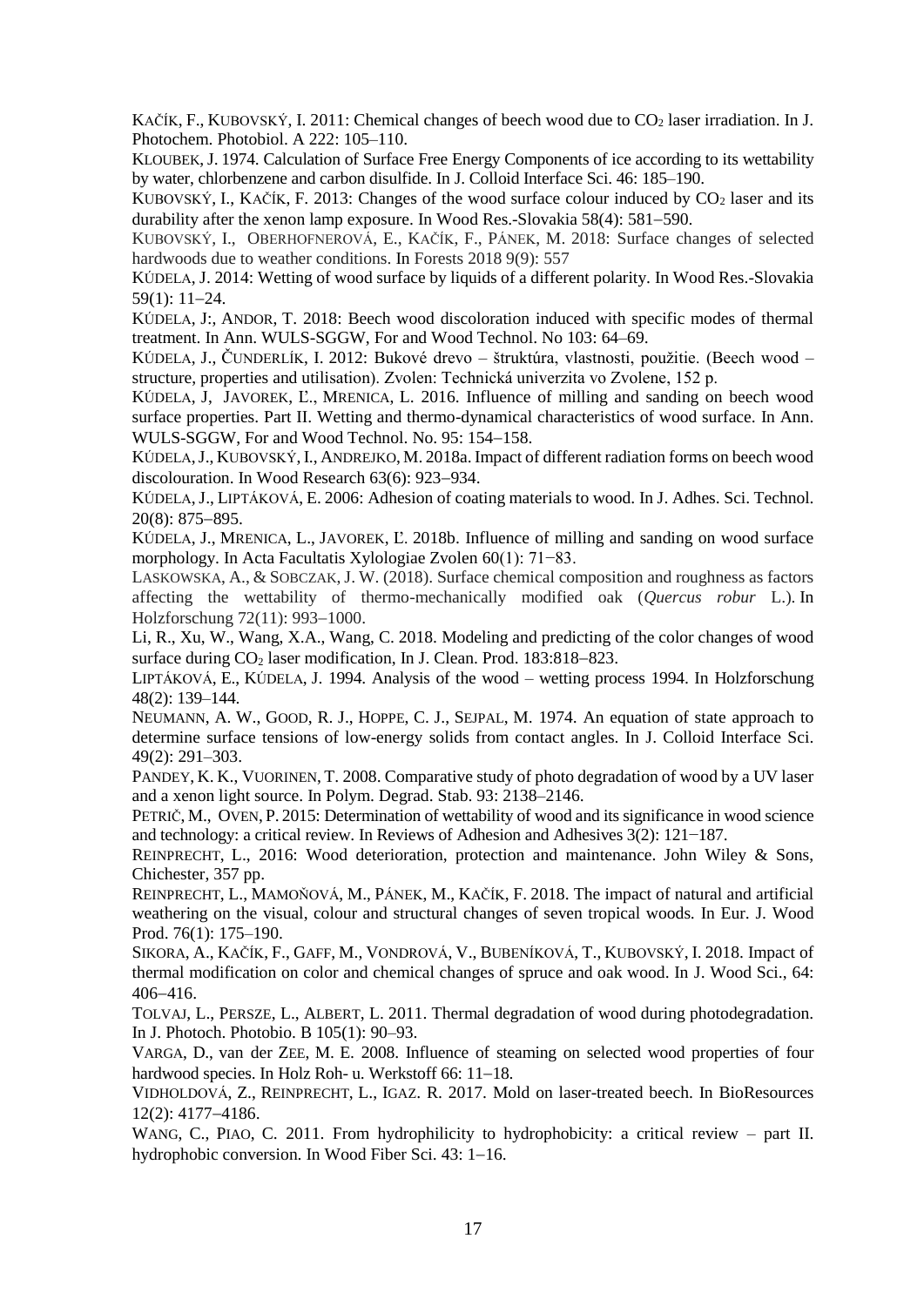KAČÍK, F., KUBOVSKÝ, I. 2011: Chemical changes of beech wood due to $CO_2$ laser irradiation. In J. Photochem. Photobiol. A 222: 105–110.

KLOUBEK, J. 1974. Calculation of Surface Free Energy Components of ice according to its wettability by water, chlorbenzene and carbon disulfide. In J. Colloid Interface Sci. 46: 185–190.

KUBOVSKÝ, I., KAČÍK, F. 2013: Changes of the wood surface colour induced by $CO_2$ laser and its durability after the xenon lamp exposure. In Wood Res.-Slovakia 58(4): 581–590.

KUBOVSKÝ, I., OBERHOFNEROVÁ, E., KAČÍK, F., PÁNEK, M. 2018: Surface changes of selected hardwoods due to weather conditions. In Forests 2018 9(9): 557

KÚDELA, J. 2014: Wetting of wood surface by liquids of a different polarity. In Wood Res.-Slovakia 59(1): 11–24.

KÚDELA, J:, ANDOR, T. 2018: Beech wood discoloration induced with specific modes of thermal treatment. In Ann. WULS-SGGW, For and Wood Technol. No 103: 64–69.

KÚDELA, J., ČUNDERLÍK, I. 2012: Bukové drevo – štruktúra, vlastnosti, použitie. (Beech wood – structure, properties and utilisation). Zvolen: Technická univerzita vo Zvolene, 152 p.

KÚDELA, J, JAVOREK, Ľ., MRENICA, L. 2016. Influence of milling and sanding on beech wood surface properties. Part II. Wetting and thermo-dynamical characteristics of wood surface. In Ann. WULS-SGGW, For and Wood Technol. No. 95: 154–158.

KÚDELA, J., KUBOVSKÝ, I., ANDREJKO, M. 2018a. Impact of different radiation forms on beech wood discolouration. In Wood Research 63(6): 923–934.

KÚDELA, J., LIPTÁKOVÁ, E. 2006: Adhesion of coating materials to wood. In J. Adhes. Sci. Technol. 20(8): 875–895.

KÚDELA, J., MRENICA, L., JAVOREK, Ľ. 2018b. Influence of milling and sanding on wood surface morphology. In Acta Facultatis Xylologiae Zvolen 60(1): 71−83.

LASKOWSKA, A., & SOBCZAK, J. W. (2018). Surface chemical composition and roughness as factors affecting the wettability of thermo-mechanically modified oak (*Quercus robur* L.). In Holzforschung 72(11): 993–1000.

Li, R., Xu, W., Wang, X.A., Wang, C. 2018. Modeling and predicting of the color changes of wood surface during $CO_2$ laser modification, In J. Clean. Prod. 183:818–823.

LIPTÁKOVÁ, E., KÚDELA, J. 1994. Analysis of the wood – wetting process 1994. In Holzforschung 48(2): 139–144.

NEUMANN, A. W., GOOD, R. J., HOPPE, C. J., SEJPAL, M. 1974. An equation of state approach to determine surface tensions of low-energy solids from contact angles. In J. Colloid Interface Sci. 49(2): 291–303.

PANDEY, K. K., VUORINEN, T. 2008. Comparative study of photo degradation of wood by a UV laser and a xenon light source. In Polym. Degrad. Stab. 93: 2138–2146.

PETRIČ, M., OVEN, P. 2015: Determination of wettability of wood and its significance in wood science and technology: a critical review. In Reviews of Adhesion and Adhesives 3(2): 121−187.

REINPRECHT, L., 2016: Wood deterioration, protection and maintenance. John Wiley & Sons, Chichester, 357 pp.

REINPRECHT, L., MAMOŇOVÁ, M., PÁNEK, M., KAČÍK, F. 2018. The impact of natural and artificial weathering on the visual, colour and structural changes of seven tropical woods. In Eur. J. Wood Prod. 76(1): 175–190.

SIKORA, A., KAČÍK, F., GAFF, M., VONDROVÁ, V., BUBENÍKOVÁ, T., KUBOVSKÝ, I. 2018. Impact of thermal modification on color and chemical changes of spruce and oak wood. In J. Wood Sci., 64: 406–416.

TOLVAJ, L., PERSZE, L., ALBERT, L. 2011. Thermal degradation of wood during photodegradation. In J. Photoch. Photobio. B 105(1): 90–93.

VARGA, D., van der ZEE, M. E. 2008. Influence of steaming on selected wood properties of four hardwood species. In Holz Roh- u. Werkstoff 66: 11–18.

VIDHOLDOVÁ, Z., REINPRECHT, L., IGAZ. R. 2017. Mold on laser-treated beech. In BioResources 12(2): 4177–4186.

WANG, C., PIAO, C. 2011. From hydrophilicity to hydrophobicity: a critical review – part II. hydrophobic conversion. In Wood Fiber Sci. 43: 1–16.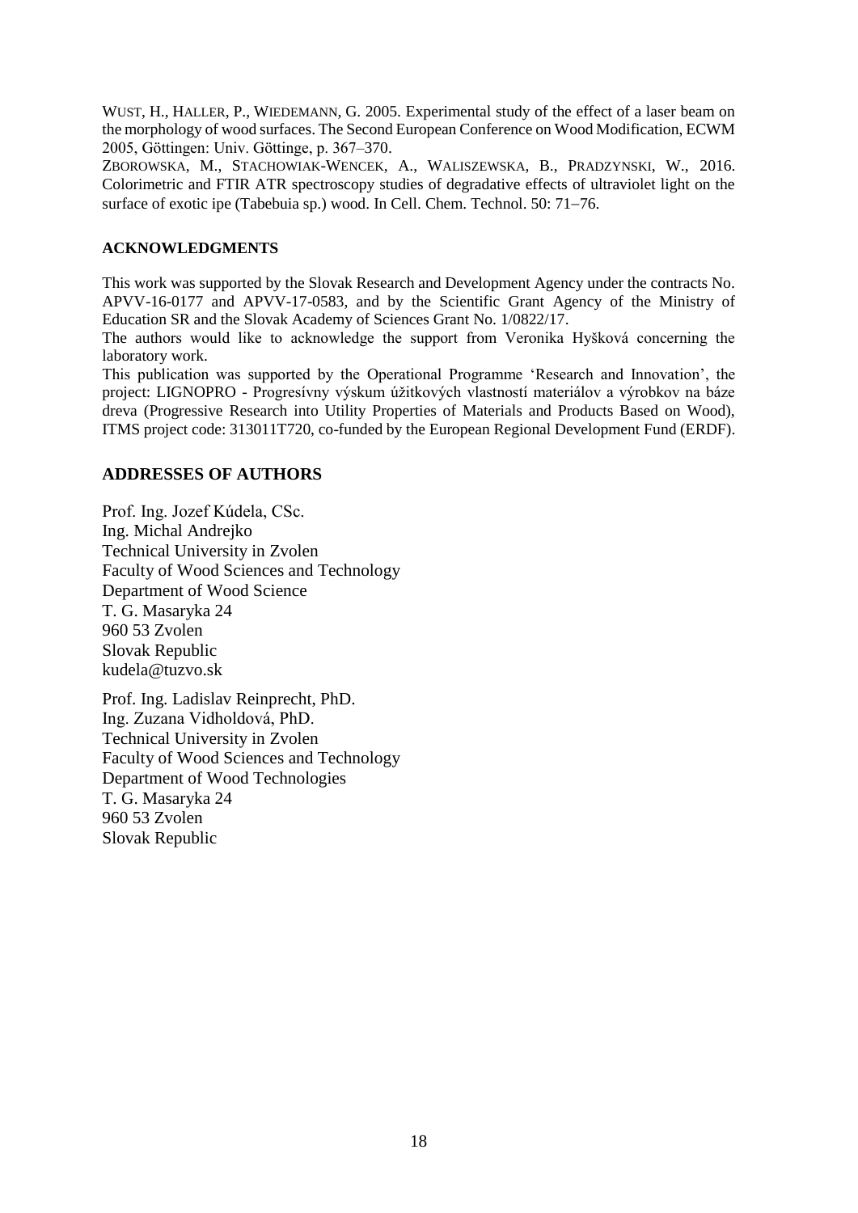WUST, H., HALLER, P., WIEDEMANN, G. 2005. Experimental study of the effect of a laser beam on the morphology of wood surfaces. The Second European Conference on Wood Modification, ECWM 2005, Göttingen: Univ. Göttinge, p. 367–370.

ZBOROWSKA, M., STACHOWIAK-WENCEK, A., WALISZEWSKA, B., PRADZYNSKI, W., 2016. Colorimetric and FTIR ATR spectroscopy studies of degradative effects of ultraviolet light on the surface of exotic ipe (Tabebuia sp.) wood. In Cell. Chem. Technol. 50: 71–76.

## ACKNOWLEDGMENTS

This work was supported by the Slovak Research and Development Agency under the contracts No. APVV-16-0177 and APVV-17-0583, and by the Scientific Grant Agency of the Ministry of Education SR and the Slovak Academy of Sciences Grant No. 1/0822/17.

The authors would like to acknowledge the support from Veronika Hyšková concerning the laboratory work.

This publication was supported by the Operational Programme 'Research and Innovation', the project: LIGNOPRO - Progresívny výskum úžitkových vlastností materiálov a výrobkov na báze dreva (Progressive Research into Utility Properties of Materials and Products Based on Wood), ITMS project code: 313011T720, co-funded by the European Regional Development Fund (ERDF).

## ADDRESSES OF AUTHORS

Prof. Ing. Jozef Kúdela, CSc.
Ing. Michal Andrejko
Technical University in Zvolen
Faculty of Wood Sciences and Technology
Department of Wood Science
T. G. Masaryka 24
960 53 Zvolen
Slovak Republic
kudela@tuzvo.sk

Prof. Ing. Ladislav Reinprecht, PhD.
Ing. Zuzana Vidholdová, PhD.
Technical University in Zvolen
Faculty of Wood Sciences and Technology
Department of Wood Technologies
T. G. Masaryka 24
960 53 Zvolen
Slovak Republic